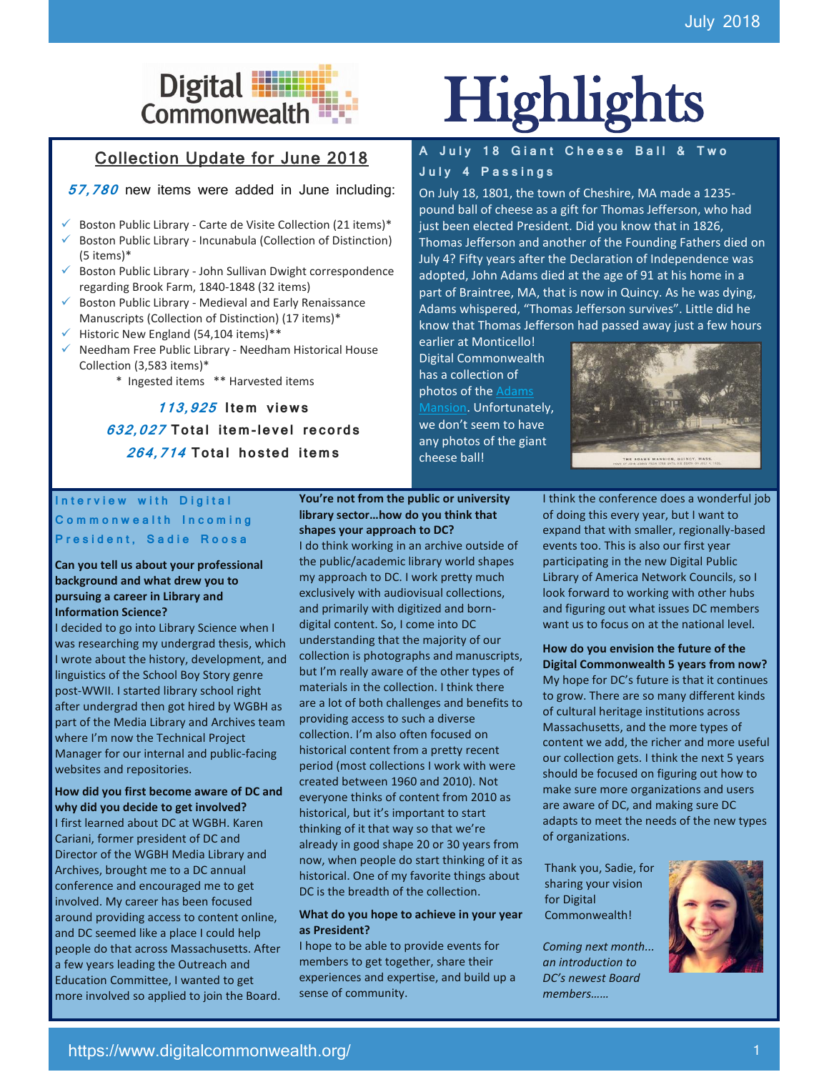# Digital Commonwealth Highlights

July 2018

## Collection Update for June 2018

***57,780*** new items were added in June including:

- Boston Public Library - Carte de Visite Collection (21 items)*
- Boston Public Library - Incunabula (Collection of Distinction) (5 items)*
- Boston Public Library - John Sullivan Dwight correspondence regarding Brook Farm, 1840-1848 (32 items)
- Boston Public Library - Medieval and Early Renaissance Manuscripts (Collection of Distinction) (17 items)*
- Historic New England (54,104 items)**
- Needham Free Public Library - Needham Historical House Collection (3,583 items)*

\* Ingested items ** Harvested items

***113,925*** **Item views**

***632,027*** **Total item-level records**

***264,714*** **Total hosted items**

## A July 18 Giant Cheese Ball & Two July 4 Passings

On July 18, 1801, the town of Cheshire, MA made a 1235-pound ball of cheese as a gift for Thomas Jefferson, who had just been elected President. Did you know that in 1826, Thomas Jefferson and another of the Founding Fathers died on July 4? Fifty years after the Declaration of Independence was adopted, John Adams died at the age of 91 at his home in a part of Braintree, MA, that is now in Quincy. As he was dying, Adams whispered, "Thomas Jefferson survives". Little did he know that Thomas Jefferson had passed away just a few hours earlier at Monticello! Digital Commonwealth has a collection of photos of the Adams Mansion. Unfortunately, we don't seem to have any photos of the giant cheese ball!

## Interview with Digital Commonwealth Incoming President, Sadie Roosa

**Can you tell us about your professional background and what drew you to pursuing a career in Library and Information Science?**

I decided to go into Library Science when I was researching my undergrad thesis, which I wrote about the history, development, and linguistics of the School Boy Story genre post-WWII. I started library school right after undergrad then got hired by WGBH as part of the Media Library and Archives team where I'm now the Technical Project Manager for our internal and public-facing websites and repositories.

**How did you first become aware of DC and why did you decide to get involved?**

I first learned about DC at WGBH. Karen Cariani, former president of DC and Director of the WGBH Media Library and Archives, brought me to a DC annual conference and encouraged me to get involved. My career has been focused around providing access to content online, and DC seemed like a place I could help people do that across Massachusetts. After a few years leading the Outreach and Education Committee, I wanted to get more involved so applied to join the Board.

**You're not from the public or university library sector…how do you think that shapes your approach to DC?**

I do think working in an archive outside of the public/academic library world shapes my approach to DC. I work pretty much exclusively with audiovisual collections, and primarily with digitized and born-digital content. So, I come into DC understanding that the majority of our collection is photographs and manuscripts, but I'm really aware of the other types of materials in the collection. I think there are a lot of both challenges and benefits to providing access to such a diverse collection. I'm also often focused on historical content from a pretty recent period (most collections I work with were created between 1960 and 2010). Not everyone thinks of content from 2010 as historical, but it's important to start thinking of it that way so that we're already in good shape 20 or 30 years from now, when people do start thinking of it as historical. One of my favorite things about DC is the breadth of the collection.

**What do you hope to achieve in your year as President?**

I hope to be able to provide events for members to get together, share their experiences and expertise, and build up a sense of community. I think the conference does a wonderful job of doing this every year, but I want to expand that with smaller, regionally-based events too. This is also our first year participating in the new Digital Public Library of America Network Councils, so I look forward to working with other hubs and figuring out what issues DC members want us to focus on at the national level.

**How do you envision the future of the Digital Commonwealth 5 years from now?**

My hope for DC's future is that it continues to grow. There are so many different kinds of cultural heritage institutions across Massachusetts, and the more types of content we add, the richer and more useful our collection gets. I think the next 5 years should be focused on figuring out how to make sure more organizations and users are aware of DC, and making sure DC adapts to meet the needs of the new types of organizations.

Thank you, Sadie, for sharing your vision for Digital Commonwealth!

*Coming next month… an introduction to DC's newest Board members……*

https://www.digitalcommonwealth.org/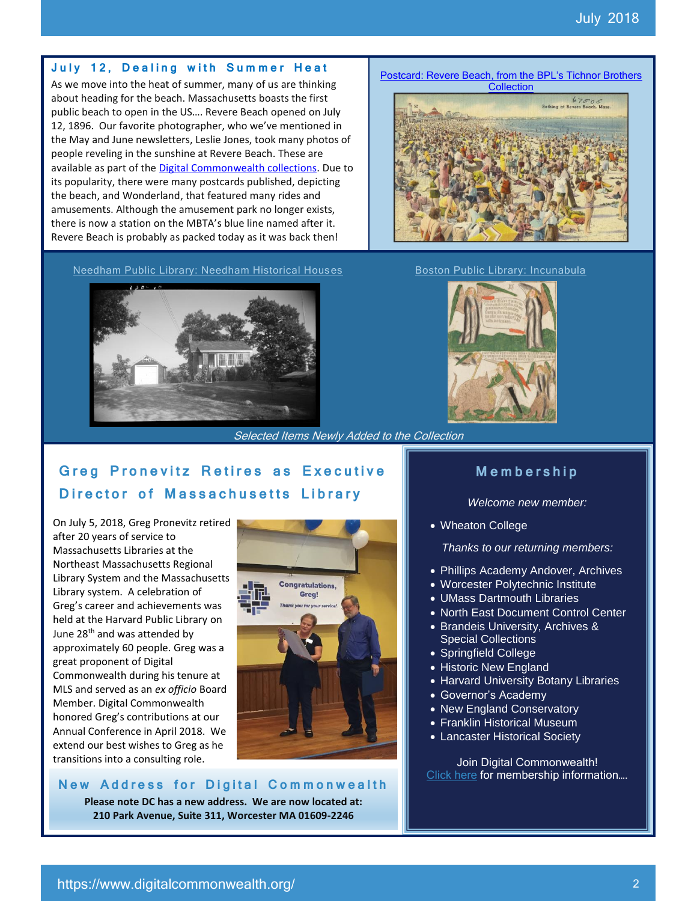## July 12, Dealing with Summer Heat

As we move into the heat of summer, many of us are thinking about heading for the beach. Massachusetts boasts the first public beach to open in the US…. Revere Beach opened on July 12, 1896. Our favorite photographer, who we've mentioned in the May and June newsletters, Leslie Jones, took many photos of people reveling in the sunshine at Revere Beach. These are available as part of the Digital Commonwealth collections. Due to its popularity, there were many postcards published, depicting the beach, and Wonderland, that featured many rides and amusements. Although the amusement park no longer exists, there is now a station on the MBTA's blue line named after it. Revere Beach is probably as packed today as it was back then!

Postcard: Revere Beach, from the BPL's Tichnor Brothers Collection

Needham Public Library: Needham Historical Houses

Boston Public Library: Incunabula

*Selected Items Newly Added to the Collection*

## Greg Pronevitz Retires as Executive Director of Massachusetts Library

On July 5, 2018, Greg Pronevitz retired after 20 years of service to Massachusetts Libraries at the Northeast Massachusetts Regional Library System and the Massachusetts Library system. A celebration of Greg's career and achievements was held at the Harvard Public Library on June 28th and was attended by approximately 60 people. Greg was a great proponent of Digital Commonwealth during his tenure at MLS and served as an *ex officio* Board Member. Digital Commonwealth honored Greg's contributions at our Annual Conference in April 2018. We extend our best wishes to Greg as he transitions into a consulting role.

## New Address for Digital Commonwealth

**Please note DC has a new address. We are now located at:**
**210 Park Avenue, Suite 311, Worcester MA 01609-2246**

## Membership

*Welcome new member:*

- Wheaton College

*Thanks to our returning members:*

- Phillips Academy Andover, Archives
- Worcester Polytechnic Institute
- UMass Dartmouth Libraries
- North East Document Control Center
- Brandeis University, Archives & Special Collections
- Springfield College
- Historic New England
- Harvard University Botany Libraries
- Governor's Academy
- New England Conservatory
- Franklin Historical Museum
- Lancaster Historical Society

Join Digital Commonwealth!
Click here for membership information….